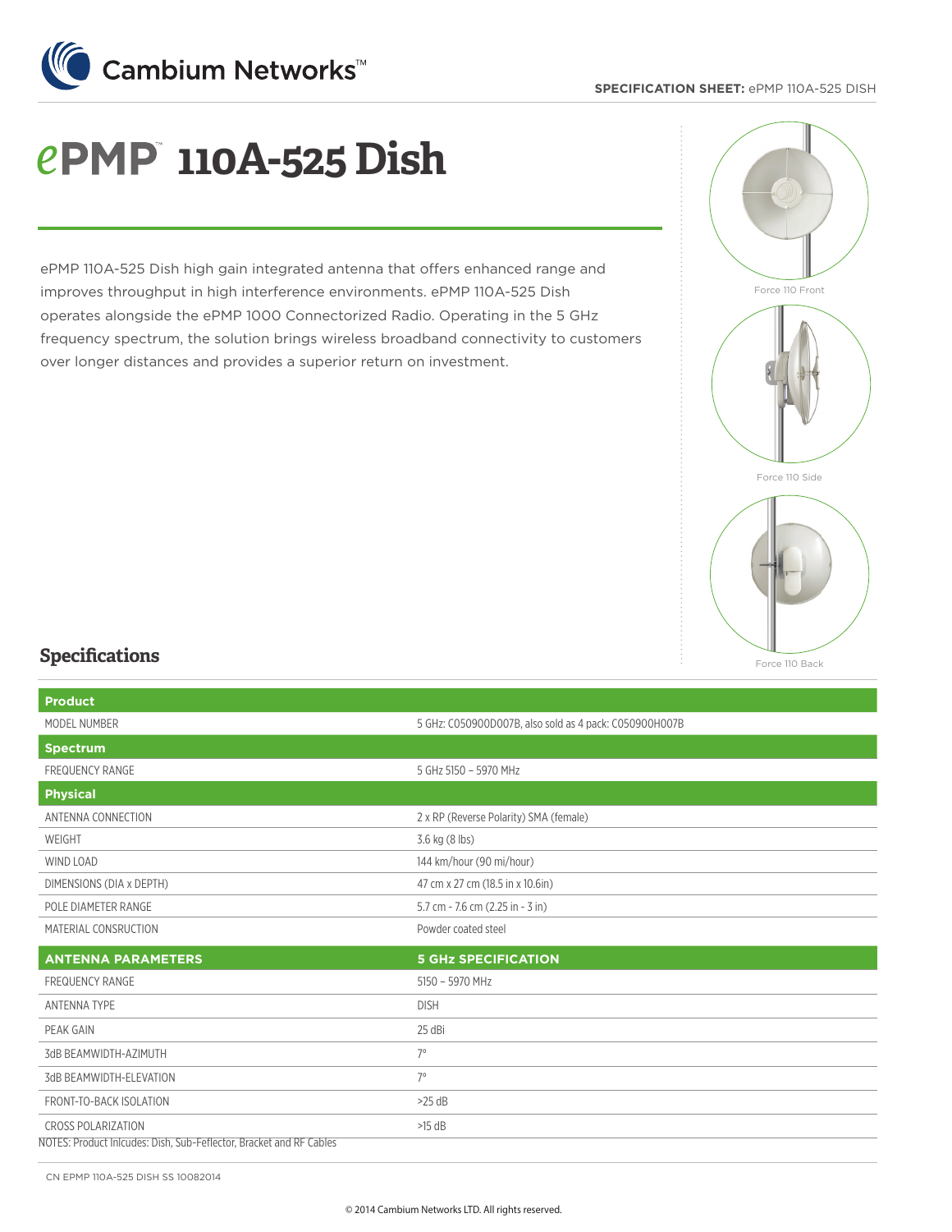# ePMP™ 110A-525 Dish

ePMP 110A-525 Dish high gain integrated antenna that offers enhanced range and improves throughput in high interference environments. ePMP 110A-525 Dish operates alongside the ePMP 1000 Connectorized Radio. Operating in the 5 GHz frequency spectrum, the solution brings wireless broadband connectivity to customers over longer distances and provides a superior return on investment.

Force 110 Front

Force 110 Side

Force 110 Back

## Specifications

| **Product** | |
|---|---|
| MODEL NUMBER | 5 GHz: C050900D007B, also sold as 4 pack: C050900H007B |
| **Spectrum** | |
| FREQUENCY RANGE | 5 GHz 5150 – 5970 MHz |
| **Physical** | |
| ANTENNA CONNECTION | 2 x RP (Reverse Polarity) SMA (female) |
| WEIGHT | 3.6 kg (8 lbs) |
| WIND LOAD | 144 km/hour (90 mi/hour) |
| DIMENSIONS (DIA x DEPTH) | 47 cm x 27 cm (18.5 in x 10.6in) |
| POLE DIAMETER RANGE | 5.7 cm - 7.6 cm (2.25 in - 3 in) |
| MATERIAL CONSRUCTION | Powder coated steel |

| ANTENNA PARAMETERS | 5 GHz SPECIFICATION |
|---|---|
| FREQUENCY RANGE | 5150 – 5970 MHz |
| ANTENNA TYPE | DISH |
| PEAK GAIN | 25 dBi |
| 3dB BEAMWIDTH-AZIMUTH | 7° |
| 3dB BEAMWIDTH-ELEVATION | 7° |
| FRONT-TO-BACK ISOLATION | >25 dB |
| CROSS POLARIZATION | >15 dB |

NOTES: Product Inlcudes: Dish, Sub-Feflector, Bracket and RF Cables

CN EPMP 110A-525 DISH SS 10082014

© 2014 Cambium Networks LTD. All rights reserved.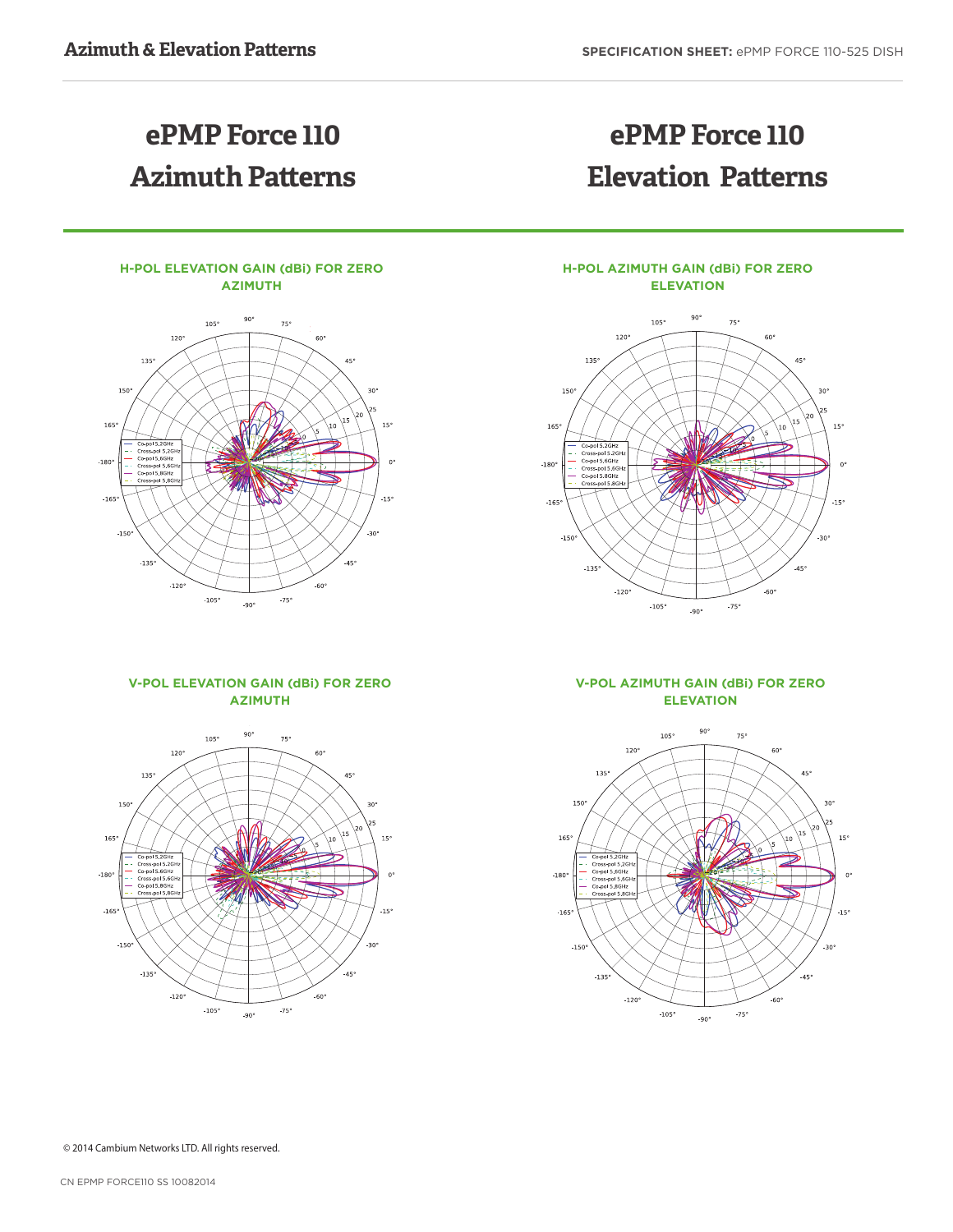# ePMP Force 110 Azimuth Patterns

# ePMP Force 110 Elevation Patterns

### H-POL ELEVATION GAIN (dBi) FOR ZERO AZIMUTH

90°
105°
75°
120°
60°
135°
45°
150°
30°
165°
15°
-180°
0°
-165°
-15°
-150°
-30°
-135°
-45°
-120°
-60°
-105°
-90°
-75°
25
20
15
10
5

Co-pol 5.2GHz
Cross-pol 5.2GHz
Co-pol 5.6GHz
Cross-pol 5.6GHz
Co-pol 5.8GHz
Cross-pol 5.8GHz

### H-POL AZIMUTH GAIN (dBi) FOR ZERO ELEVATION

90°
105°
75°
120°
60°
135°
45°
150°
30°
165°
15°
-180°
0°
-165°
-15°
-150°
-30°
-135°
-45°
-120°
-60°
-105°
-90°
-75°
25
20
15
10
5
0

Co-pol 5.2GHz
Cross-pol 5.2GHz
Co-pol 5.6GHz
Cross-pol 5.6GHz
Co-pol 5.8GHz
Cross-pol 5.8GHz

### V-POL ELEVATION GAIN (dBi) FOR ZERO AZIMUTH

90°
105°
75°
120°
60°
135°
45°
150°
30°
165°
15°
-180°
0°
-165°
-15°
-150°
-30°
-135°
-45°
-120°
-60°
-105°
-90°
-75°
25
20
15
10
5

Co-pol 5.2GHz
Cross-pol 5.2GHz
Co-pol 5.6GHz
Cross-pol 5.6GHz
Co-pol 5.8GHz
Cross-pol 5.8GHz

### V-POL AZIMUTH GAIN (dBi) FOR ZERO ELEVATION

90°
105°
75°
120°
60°
135°
45°
150°
30°
165°
15°
-180°
0°
-165°
-15°
-150°
-30°
-135°
-45°
-120°
-60°
-105°
-90°
-75°
25
20
15
10
5
0

Co-pol 5.2GHz
Cross-pol 5.2GHz
Co-pol 5.6GHz
Cross-pol 5.6GHz
Co-pol 5.8GHz
Cross-pol 5.8GHz

© 2014 Cambium Networks LTD. All rights reserved.

CN EPMP FORCE110 SS 10082014